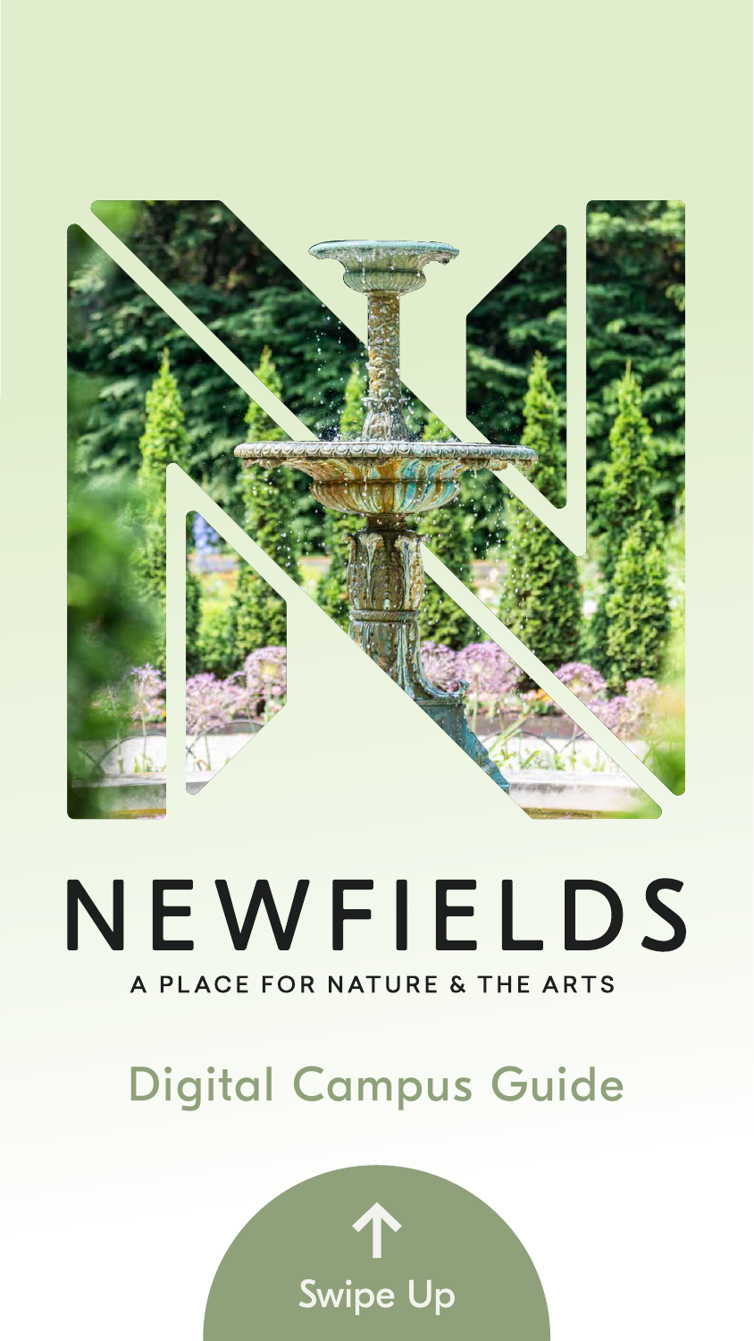# NEWFIELDS

A PLACE FOR NATURE & THE ARTS

## Digital Campus Guide

Swipe Up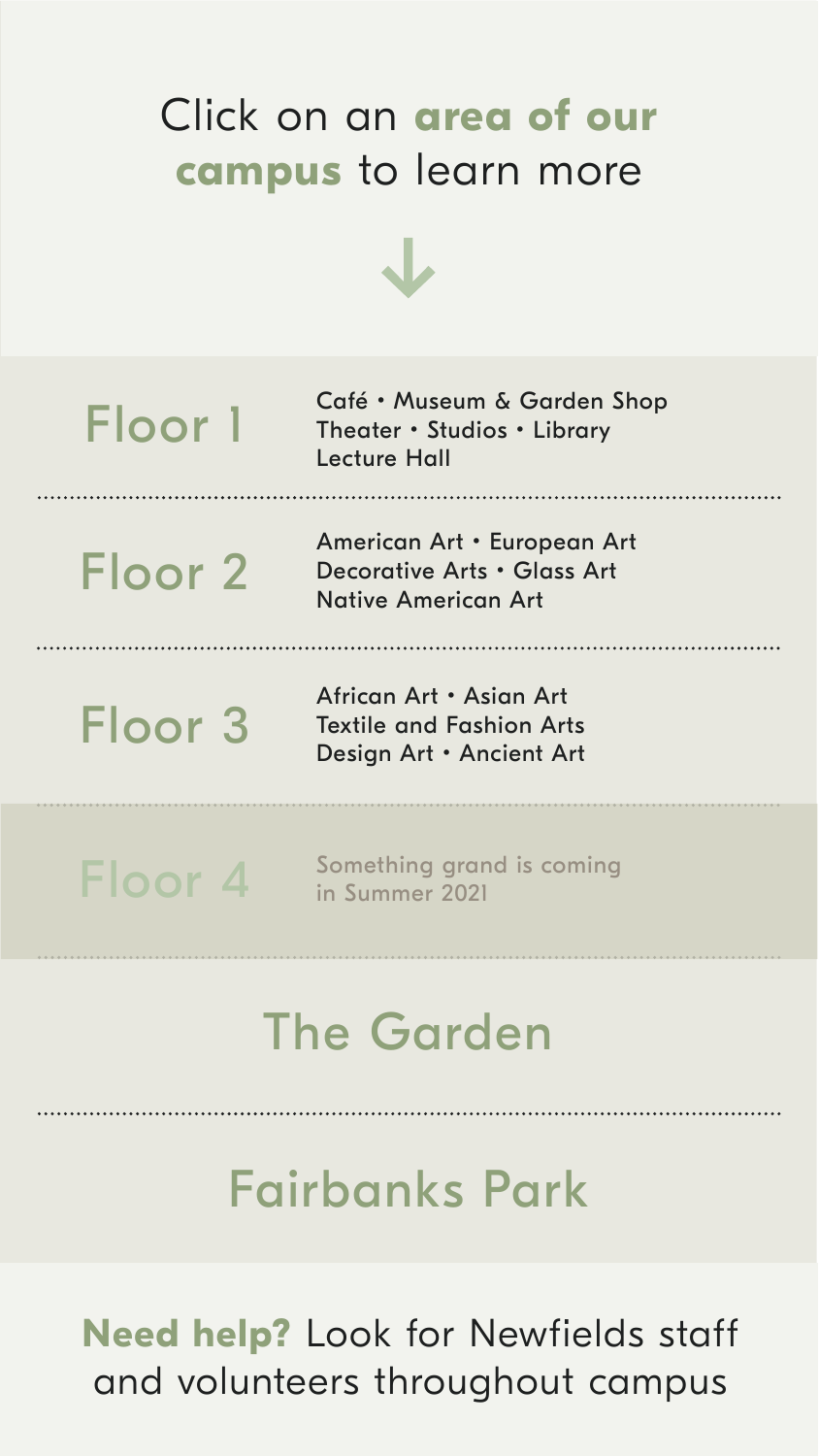Click on an **area of our campus** to learn more

↓

## Floor 1

Café • Museum & Garden Shop
Theater • Studios • Library
Lecture Hall

## Floor 2

American Art • European Art
Decorative Arts • Glass Art
Native American Art

## Floor 3

African Art • Asian Art
Textile and Fashion Arts
Design Art • Ancient Art

## Floor 4

Something grand is coming in Summer 2021

## The Garden

## Fairbanks Park

**Need help?** Look for Newfields staff and volunteers throughout campus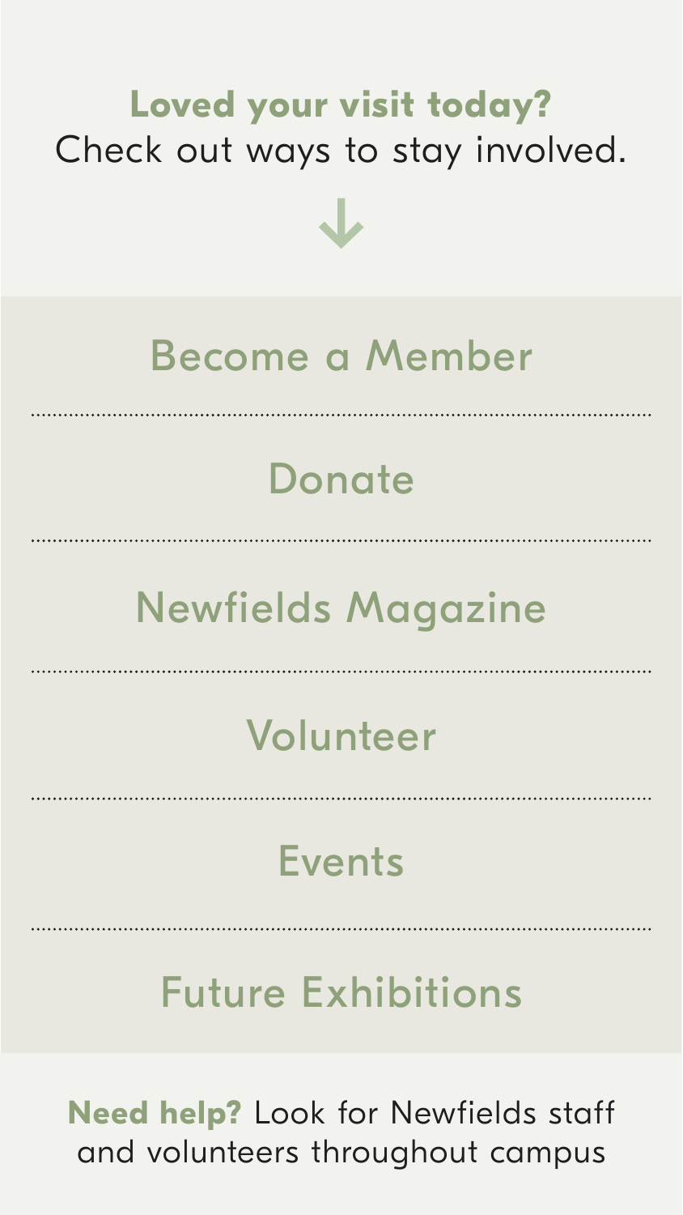**Loved your visit today?**
Check out ways to stay involved.

↓

Become a Member

Donate

Newfields Magazine

Volunteer

Events

Future Exhibitions

**Need help?** Look for Newfields staff and volunteers throughout campus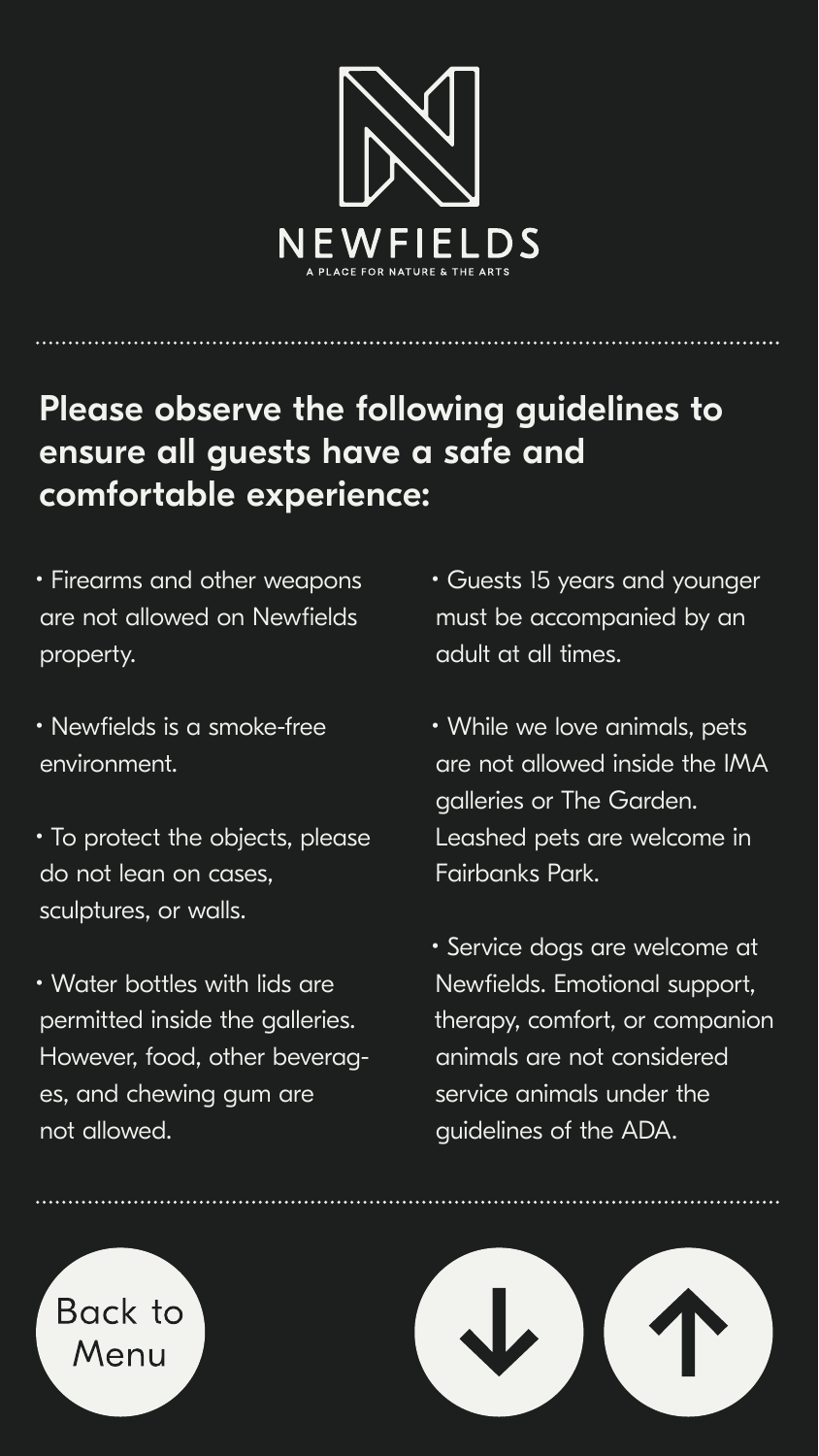NEWFIELDS

A PLACE FOR NATURE & THE ARTS

## Please observe the following guidelines to ensure all guests have a safe and comfortable experience:

- Firearms and other weapons are not allowed on Newfields property.
- Newfields is a smoke-free environment.
- To protect the objects, please do not lean on cases, sculptures, or walls.
- Water bottles with lids are permitted inside the galleries. However, food, other beverages, and chewing gum are not allowed.
- Guests 15 years and younger must be accompanied by an adult at all times.
- While we love animals, pets are not allowed inside the IMA galleries or The Garden. Leashed pets are welcome in Fairbanks Park.
- Service dogs are welcome at Newfields. Emotional support, therapy, comfort, or companion animals are not considered service animals under the guidelines of the ADA.

Back to Menu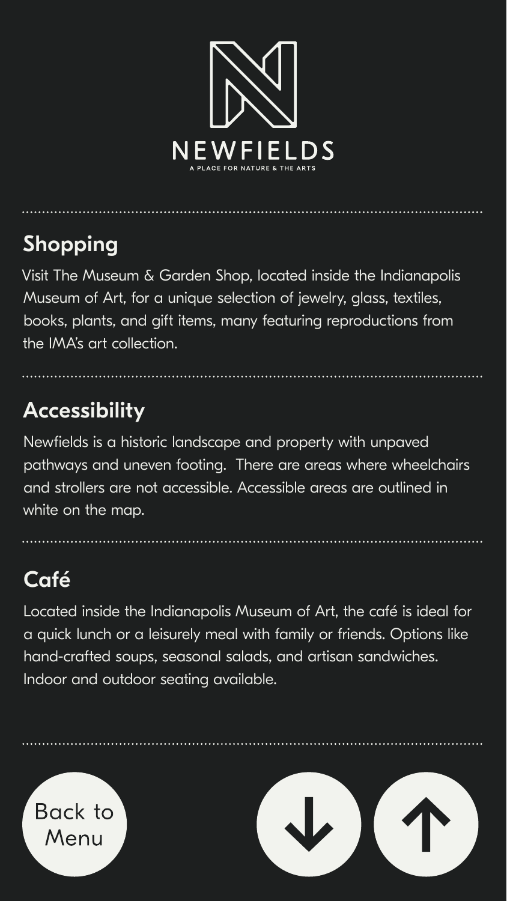NEWFIELDS

A PLACE FOR NATURE & THE ARTS

## Shopping

Visit The Museum & Garden Shop, located inside the Indianapolis Museum of Art, for a unique selection of jewelry, glass, textiles, books, plants, and gift items, many featuring reproductions from the IMA's art collection.

## Accessibility

Newfields is a historic landscape and property with unpaved pathways and uneven footing. There are areas where wheelchairs and strollers are not accessible. Accessible areas are outlined in white on the map.

## Café

Located inside the Indianapolis Museum of Art, the café is ideal for a quick lunch or a leisurely meal with family or friends. Options like hand-crafted soups, seasonal salads, and artisan sandwiches. Indoor and outdoor seating available.

Back to Menu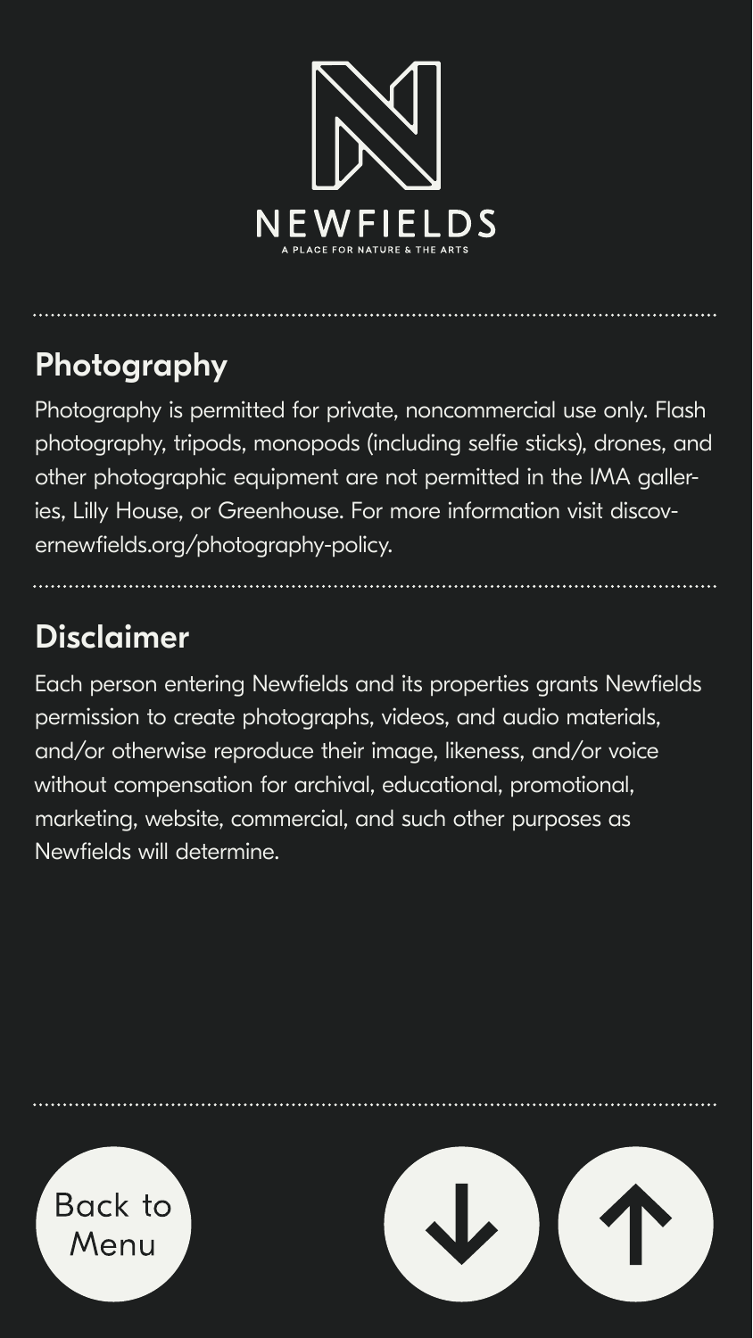NEWFIELDS

A PLACE FOR NATURE & THE ARTS

## Photography

Photography is permitted for private, noncommercial use only. Flash photography, tripods, monopods (including selfie sticks), drones, and other photographic equipment are not permitted in the IMA galleries, Lilly House, or Greenhouse. For more information visit discovernewfields.org/photography-policy.

## Disclaimer

Each person entering Newfields and its properties grants Newfields permission to create photographs, videos, and audio materials, and/or otherwise reproduce their image, likeness, and/or voice without compensation for archival, educational, promotional, marketing, website, commercial, and such other purposes as Newfields will determine.

Back to Menu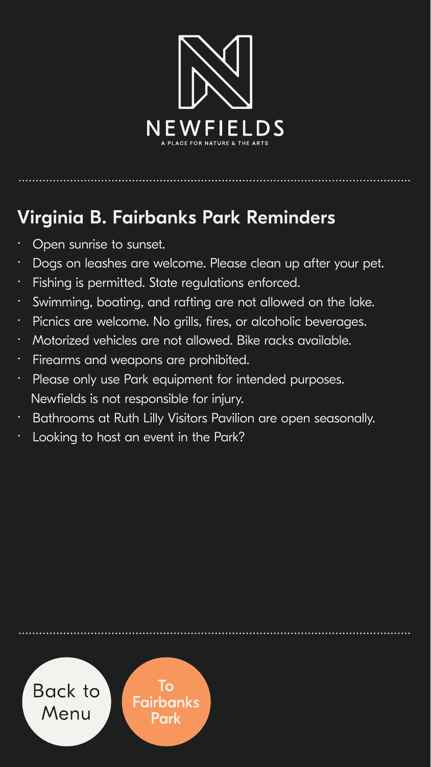NEWFIELDS

A PLACE FOR NATURE & THE ARTS

## Virginia B. Fairbanks Park Reminders

- Open sunrise to sunset.
- Dogs on leashes are welcome. Please clean up after your pet.
- Fishing is permitted. State regulations enforced.
- Swimming, boating, and rafting are not allowed on the lake.
- Picnics are welcome. No grills, fires, or alcoholic beverages.
- Motorized vehicles are not allowed. Bike racks available.
- Firearms and weapons are prohibited.
- Please only use Park equipment for intended purposes. Newfields is not responsible for injury.
- Bathrooms at Ruth Lilly Visitors Pavilion are open seasonally.
- Looking to host an event in the Park?

Back to Menu

To Fairbanks Park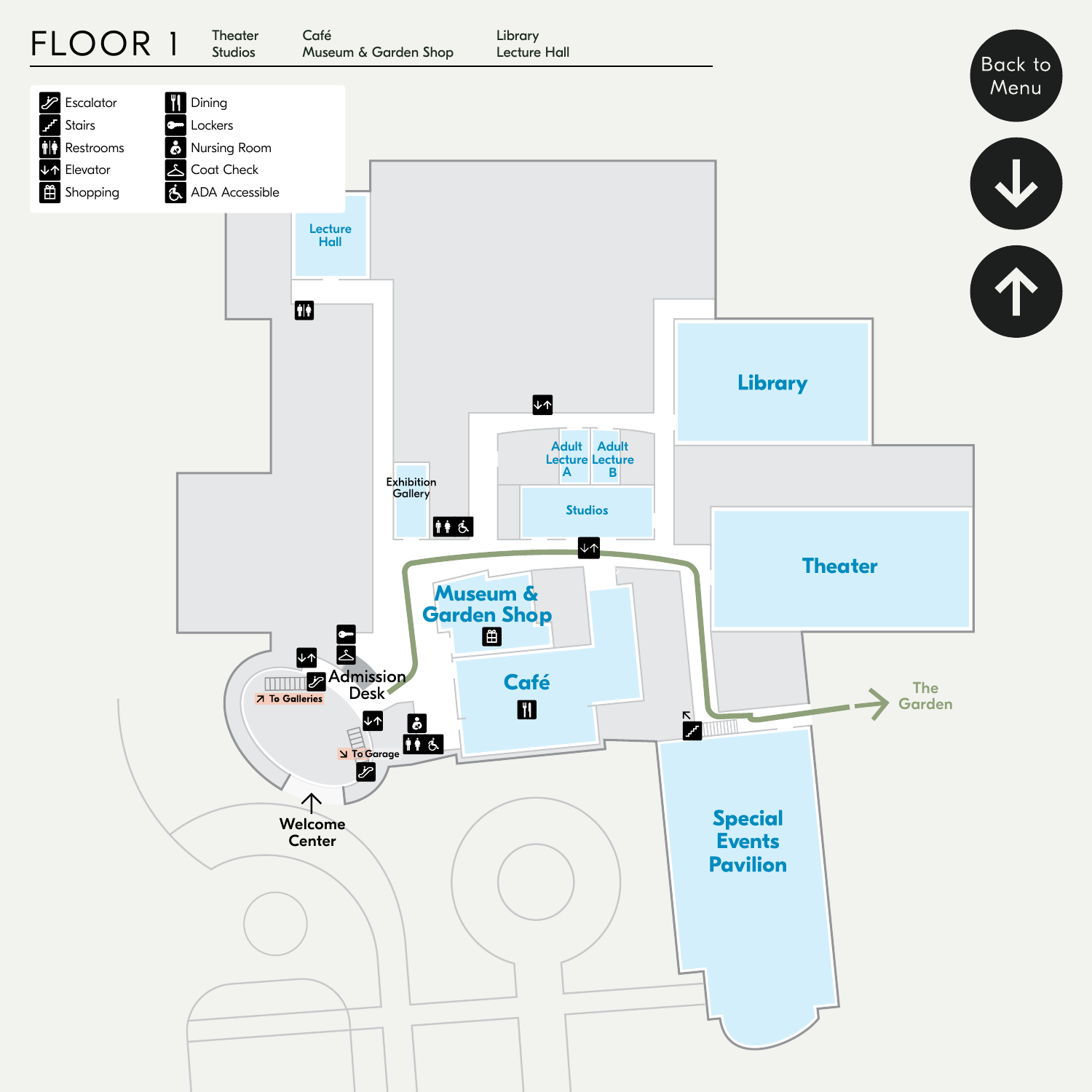# FLOOR 1

Theater
Studios

Café
Museum & Garden Shop

Library
Lecture Hall

Back to Menu

- Escalator
- Stairs
- Restrooms
- Elevator
- Shopping
- Dining
- Lockers
- Nursing Room
- Coat Check
- ADA Accessible

Lecture Hall

Library

Adult Lecture A

Adult Lecture B

Studios

Exhibition Gallery

Theater

Museum & Garden Shop

Café

Admission Desk

To Galleries

To Garage

The Garden

Special Events Pavilion

Welcome Center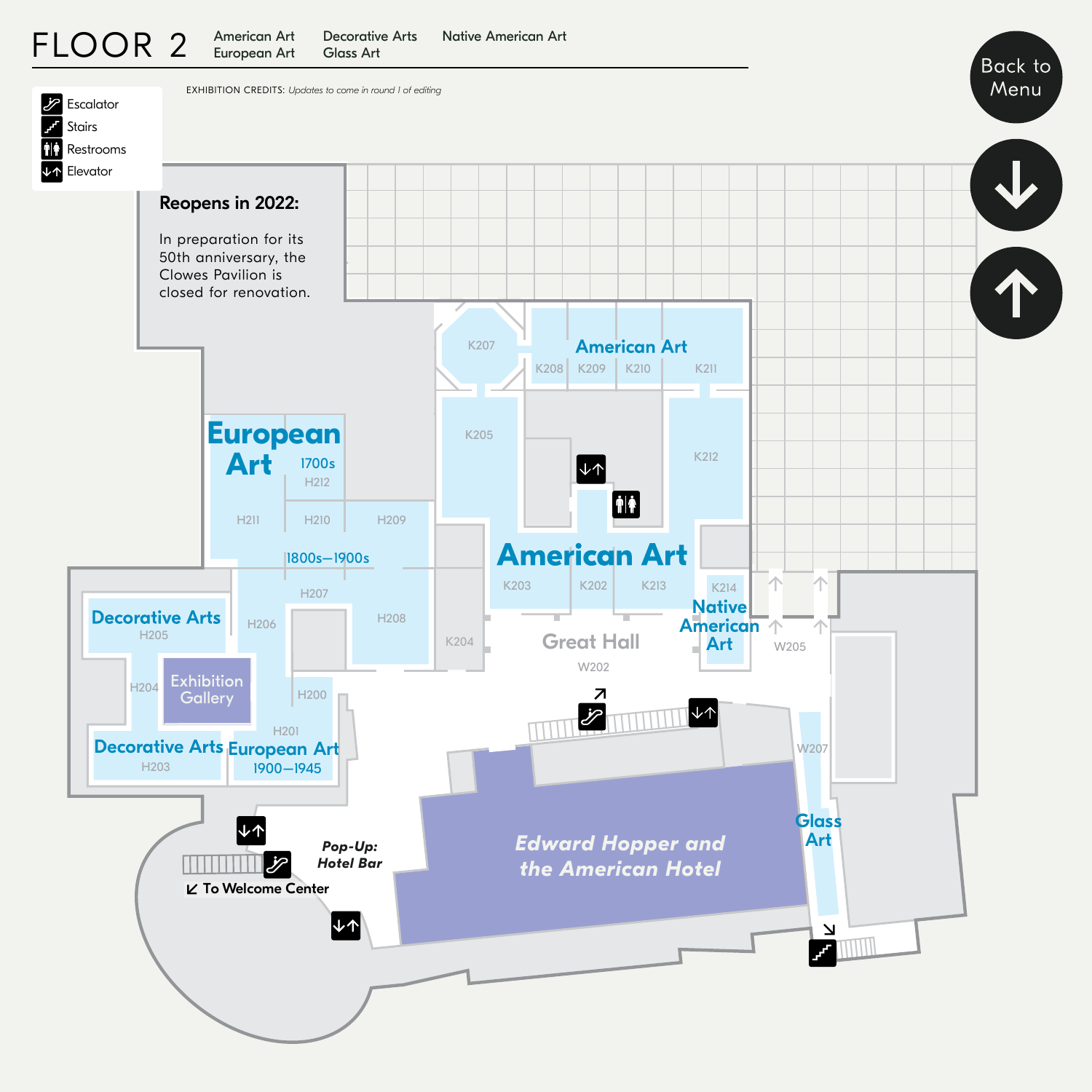# FLOOR 2

American Art
European Art
Decorative Arts
Glass Art
Native American Art

EXHIBITION CREDITS: *Updates to come in round 1 of editing*

Back to Menu

Escalator
Stairs
Restrooms
Elevator

**Reopens in 2022:**

In preparation for its 50th anniversary, the Clowes Pavilion is closed for renovation.

European Art
1700s
H212
H211
H210
H209
1800s—1900s
H207
H206
H208

K207
American Art
K208 K209 K210 K211
K205
K212
American Art
K203 K202 K213
K214
Native American Art
K204
Great Hall
W202
W205

Decorative Arts
H205
H204
Exhibition Gallery
H200
H201
Decorative Arts
H203
European Art
1900—1945

W207
Glass Art

*Pop-Up: Hotel Bar*

To Welcome Center

*Edward Hopper and the American Hotel*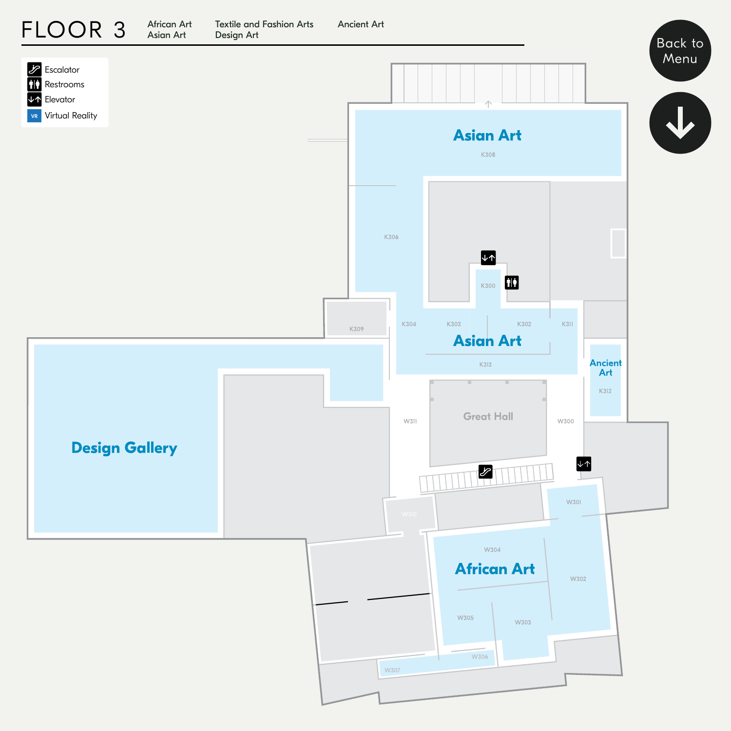# FLOOR 3

African Art
Asian Art

Textile and Fashion Arts
Design Art

Ancient Art

Back to Menu

Escalator
Restrooms
Elevator
VR Virtual Reality

Asian Art
K308
K306
K300
K309
K304
K303
K302
K311
Asian Art
K313
Ancient Art
K312
Design Gallery
W311
Great Hall
W300
W310
W301
W304
African Art
W302
W305
W303
W306
W307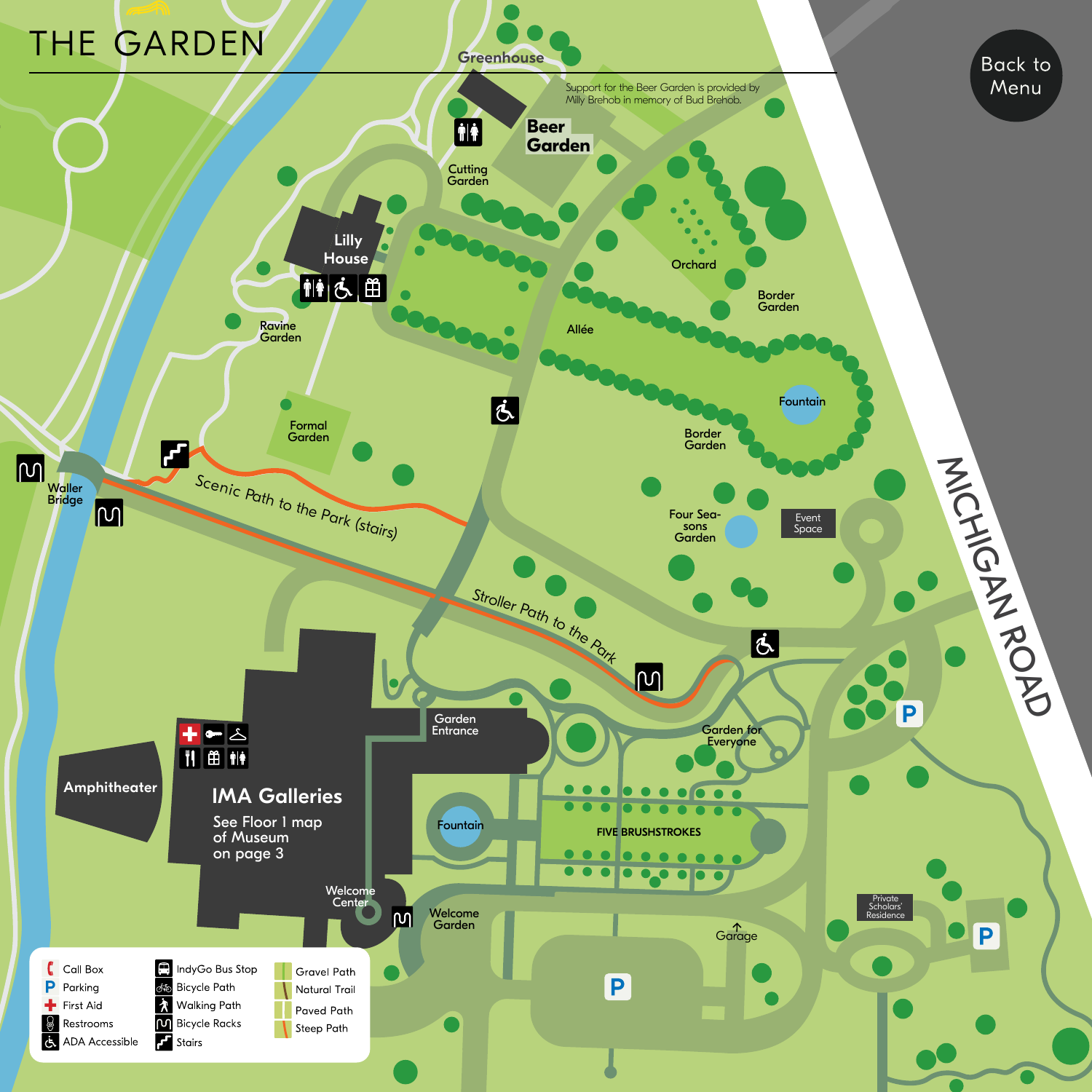# THE GARDEN

Back to Menu

Support for the Beer Garden is provided by Milly Brehob in memory of Bud Brehob.

Greenhouse

Beer Garden

Cutting Garden

Lilly House

Orchard

Border Garden

Ravine Garden

Allée

Fountain

Formal Garden

Border Garden

Waller Bridge

Scenic Path to the Park (stairs)

Four Seasons Garden

Event Space

Stroller Path to the Park

MICHIGAN ROAD

Garden Entrance

Garden for Everyone

Amphitheater

IMA Galleries

See Floor 1 map of Museum on page 3

Fountain

FIVE BRUSHSTROKES

Welcome Center

Welcome Garden

Garage

Private Scholars' Residence

- Call Box
- Parking
- First Aid
- Restrooms
- ADA Accessible
- IndyGo Bus Stop
- Bicycle Path
- Walking Path
- Bicycle Racks
- Stairs
- Gravel Path
- Natural Trail
- Paved Path
- Steep Path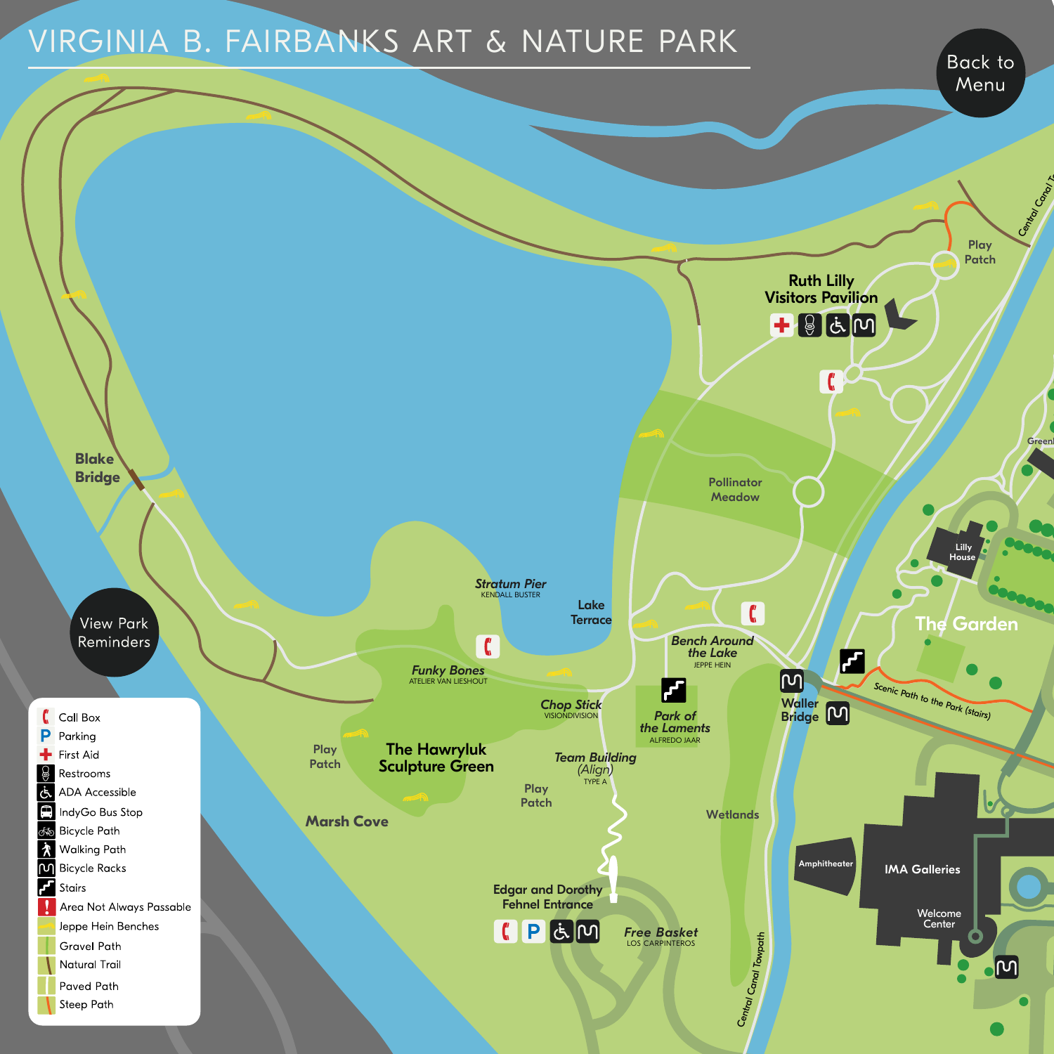# VIRGINIA B. FAIRBANKS ART & NATURE PARK

Back to Menu

View Park Reminders

Blake Bridge

Ruth Lilly Visitors Pavilion

Play Patch

Central Canal Towpath

Pollinator Meadow

Stratum Pier
KENDALL BUSTER

Lake Terrace

Bench Around the Lake
JEPPE HEIN

Funky Bones
ATELIER VAN LIESHOUT

Chop Stick
VISIONDIVISION

Park of the Laments
ALFREDO JAAR

Waller Bridge

Scenic Path to the Park (stairs)

The Garden

Lilly House

Greenhouse

Play Patch

The Hawryluk Sculpture Green

Team Building (Align)
TYPE A

Play Patch

Marsh Cove

Wetlands

Edgar and Dorothy Fehnel Entrance

Free Basket
LOS CARPINTEROS

Amphitheater

IMA Galleries

Welcome Center

Central Canal Towpath

- Call Box
- Parking
- First Aid
- Restrooms
- ADA Accessible
- IndyGo Bus Stop
- Bicycle Path
- Walking Path
- Bicycle Racks
- Stairs
- Area Not Always Passable
- Jeppe Hein Benches
- Gravel Path
- Natural Trail
- Paved Path
- Steep Path